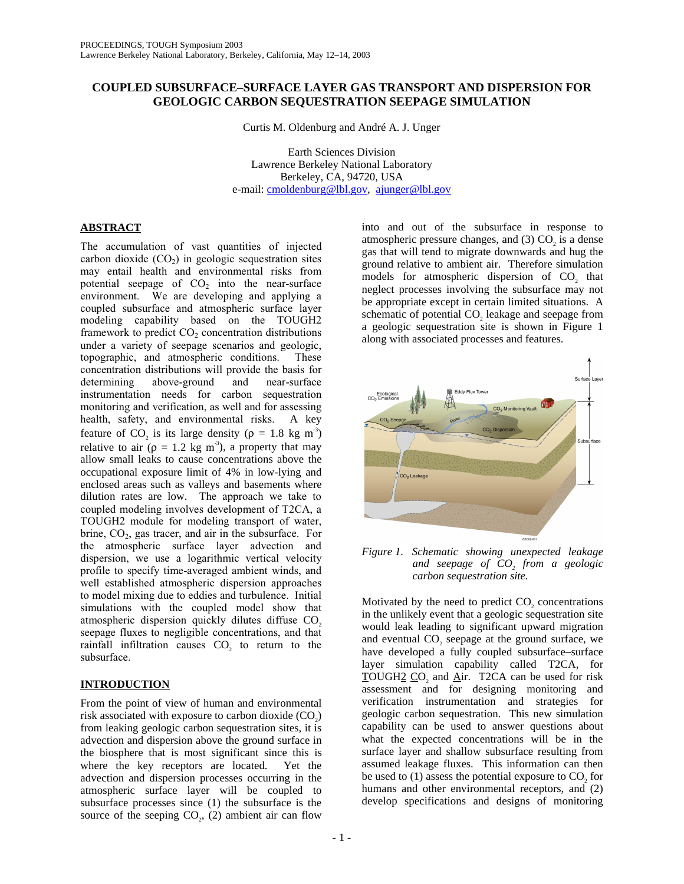PROCEEDINGS, TOUGH Symposium 2003
Lawrence Berkeley National Laboratory, Berkeley, California, May 12–14, 2003

# COUPLED SUBSURFACE–SURFACE LAYER GAS TRANSPORT AND DISPERSION FOR GEOLOGIC CARBON SEQUESTRATION SEEPAGE SIMULATION

Curtis M. Oldenburg and André A. J. Unger

Earth Sciences Division
Lawrence Berkeley National Laboratory
Berkeley, CA, 94720, USA
e-mail: cmoldenburg@lbl.gov, ajunger@lbl.gov

## ABSTRACT

The accumulation of vast quantities of injected carbon dioxide ($CO_2$) in geologic sequestration sites may entail health and environmental risks from potential seepage of $CO_2$ into the near-surface environment. We are developing and applying a coupled subsurface and atmospheric surface layer modeling capability based on the TOUGH2 framework to predict $CO_2$ concentration distributions under a variety of seepage scenarios and geologic, topographic, and atmospheric conditions. These concentration distributions will provide the basis for determining above-ground and near-surface instrumentation needs for carbon sequestration monitoring and verification, as well and for assessing health, safety, and environmental risks. A key feature of $CO_2$ is its large density ($\rho$ = 1.8 kg m$^{-3}$) relative to air ($\rho$ = 1.2 kg m$^{-3}$), a property that may allow small leaks to cause concentrations above the occupational exposure limit of 4% in low-lying and enclosed areas such as valleys and basements where dilution rates are low. The approach we take to coupled modeling involves development of T2CA, a TOUGH2 module for modeling transport of water, brine, $CO_2$, gas tracer, and air in the subsurface. For the atmospheric surface layer advection and dispersion, we use a logarithmic vertical velocity profile to specify time-averaged ambient winds, and well established atmospheric dispersion approaches to model mixing due to eddies and turbulence. Initial simulations with the coupled model show that atmospheric dispersion quickly dilutes diffuse $CO_2$ seepage fluxes to negligible concentrations, and that rainfall infiltration causes $CO_2$ to return to the subsurface.

## INTRODUCTION

From the point of view of human and environmental risk associated with exposure to carbon dioxide ($CO_2$) from leaking geologic carbon sequestration sites, it is advection and dispersion above the ground surface in the biosphere that is most significant since this is where the key receptors are located. Yet the advection and dispersion processes occurring in the atmospheric surface layer will be coupled to subsurface processes since (1) the subsurface is the source of the seeping $CO_2$, (2) ambient air can flow into and out of the subsurface in response to atmospheric pressure changes, and (3) $CO_2$ is a dense gas that will tend to migrate downwards and hug the ground relative to ambient air. Therefore simulation models for atmospheric dispersion of $CO_2$ that neglect processes involving the subsurface may not be appropriate except in certain limited situations. A schematic of potential $CO_2$ leakage and seepage from a geologic sequestration site is shown in Figure 1 along with associated processes and features.

*Figure 1. Schematic showing unexpected leakage and seepage of $CO_2$ from a geologic carbon sequestration site.*

Motivated by the need to predict $CO_2$ concentrations in the unlikely event that a geologic sequestration site would leak leading to significant upward migration and eventual $CO_2$ seepage at the ground surface, we have developed a fully coupled subsurface–surface layer simulation capability called T2CA, for TOUGH2 $CO_2$ and Air. T2CA can be used for risk assessment and for designing monitoring and verification instrumentation and strategies for geologic carbon sequestration. This new simulation capability can be used to answer questions about what the expected concentrations will be in the surface layer and shallow subsurface resulting from assumed leakage fluxes. This information can then be used to (1) assess the potential exposure to $CO_2$ for humans and other environmental receptors, and (2) develop specifications and designs of monitoring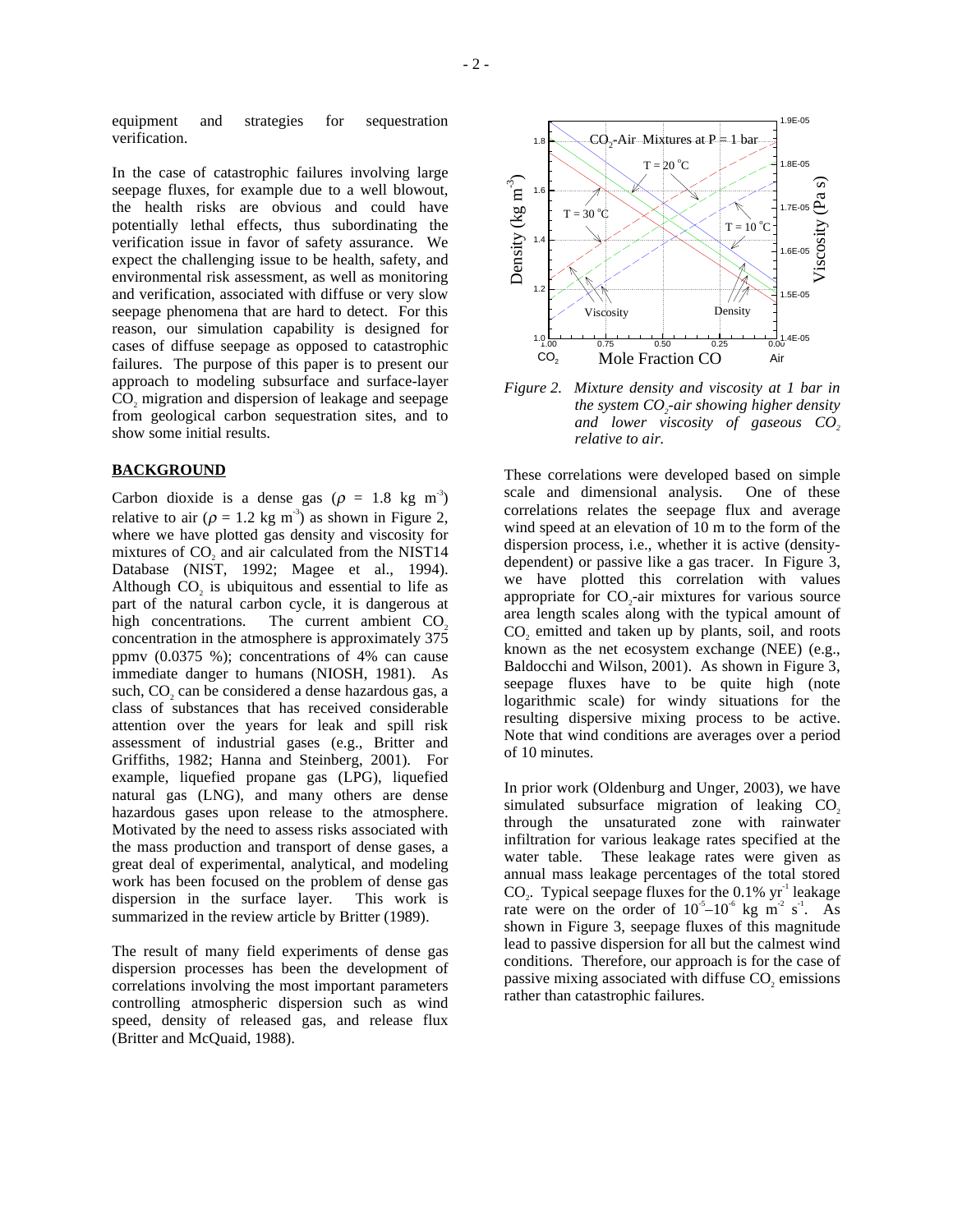equipment and strategies for sequestration verification.

In the case of catastrophic failures involving large seepage fluxes, for example due to a well blowout, the health risks are obvious and could have potentially lethal effects, thus subordinating the verification issue in favor of safety assurance. We expect the challenging issue to be health, safety, and environmental risk assessment, as well as monitoring and verification, associated with diffuse or very slow seepage phenomena that are hard to detect. For this reason, our simulation capability is designed for cases of diffuse seepage as opposed to catastrophic failures. The purpose of this paper is to present our approach to modeling subsurface and surface-layer $CO_2$ migration and dispersion of leakage and seepage from geological carbon sequestration sites, and to show some initial results.

## BACKGROUND

Carbon dioxide is a dense gas ($\rho$ = 1.8 kg m$^{-3}$) relative to air ($\rho$ = 1.2 kg m$^{-3}$) as shown in Figure 2, where we have plotted gas density and viscosity for mixtures of $CO_2$ and air calculated from the NIST14 Database (NIST, 1992; Magee et al., 1994). Although $CO_2$ is ubiquitous and essential to life as part of the natural carbon cycle, it is dangerous at high concentrations. The current ambient $CO_2$ concentration in the atmosphere is approximately 375 ppmv (0.0375 %); concentrations of 4% can cause immediate danger to humans (NIOSH, 1981). As such, $CO_2$ can be considered a dense hazardous gas, a class of substances that has received considerable attention over the years for leak and spill risk assessment of industrial gases (e.g., Britter and Griffiths, 1982; Hanna and Steinberg, 2001). For example, liquefied propane gas (LPG), liquefied natural gas (LNG), and many others are dense hazardous gases upon release to the atmosphere. Motivated by the need to assess risks associated with the mass production and transport of dense gases, a great deal of experimental, analytical, and modeling work has been focused on the problem of dense gas dispersion in the surface layer. This work is summarized in the review article by Britter (1989).

The result of many field experiments of dense gas dispersion processes has been the development of correlations involving the most important parameters controlling atmospheric dispersion such as wind speed, density of released gas, and release flux (Britter and McQuaid, 1988).

*Figure 2. Mixture density and viscosity at 1 bar in the system $CO_2$-air showing higher density and lower viscosity of gaseous $CO_2$ relative to air.*

These correlations were developed based on simple scale and dimensional analysis. One of these correlations relates the seepage flux and average wind speed at an elevation of 10 m to the form of the dispersion process, i.e., whether it is active (density-dependent) or passive like a gas tracer. In Figure 3, we have plotted this correlation with values appropriate for $CO_2$-air mixtures for various source area length scales along with the typical amount of $CO_2$ emitted and taken up by plants, soil, and roots known as the net ecosystem exchange (NEE) (e.g., Baldocchi and Wilson, 2001). As shown in Figure 3, seepage fluxes have to be quite high (note logarithmic scale) for windy situations for the resulting dispersive mixing process to be active. Note that wind conditions are averages over a period of 10 minutes.

In prior work (Oldenburg and Unger, 2003), we have simulated subsurface migration of leaking $CO_2$ through the unsaturated zone with rainwater infiltration for various leakage rates specified at the water table. These leakage rates were given as annual mass leakage percentages of the total stored $CO_2$. Typical seepage fluxes for the 0.1% yr$^{-1}$ leakage rate were on the order of $10^{-5}$–$10^{-6}$ kg m$^{-2}$ s$^{-1}$. As shown in Figure 3, seepage fluxes of this magnitude lead to passive dispersion for all but the calmest wind conditions. Therefore, our approach is for the case of passive mixing associated with diffuse $CO_2$ emissions rather than catastrophic failures.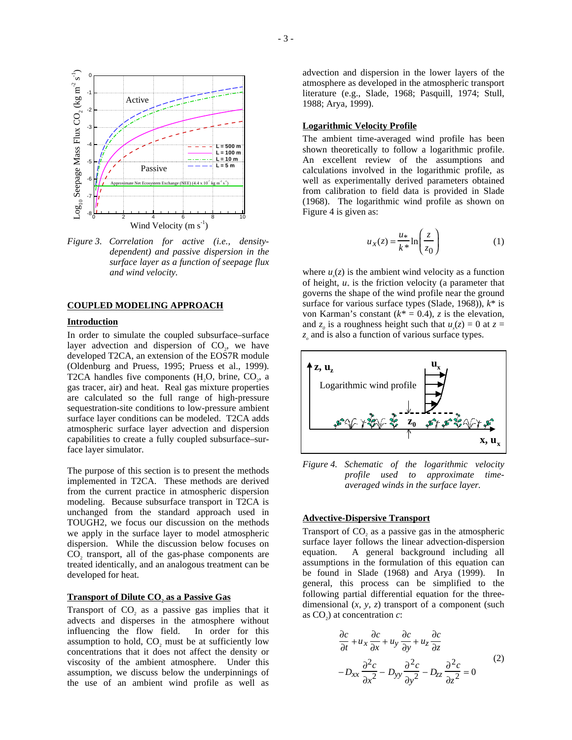Figure 3. Correlation for active (i.e., density-dependent) and passive dispersion in the surface layer as a function of seepage flux and wind velocity.

## COUPLED MODELING APPROACH

### Introduction

In order to simulate the coupled subsurface–surface layer advection and dispersion of $CO_2$, we have developed T2CA, an extension of the EOS7R module (Oldenburg and Pruess, 1995; Pruess et al., 1999). T2CA handles five components ($H_2O$, brine, $CO_2$, a gas tracer, air) and heat. Real gas mixture properties are calculated so the full range of high-pressure sequestration-site conditions to low-pressure ambient surface layer conditions can be modeled. T2CA adds atmospheric surface layer advection and dispersion capabilities to create a fully coupled subsurface–surface layer simulator.

The purpose of this section is to present the methods implemented in T2CA. These methods are derived from the current practice in atmospheric dispersion modeling. Because subsurface transport in T2CA is unchanged from the standard approach used in TOUGH2, we focus our discussion on the methods we apply in the surface layer to model atmospheric dispersion. While the discussion below focuses on $CO_2$ transport, all of the gas-phase components are treated identically, and an analogous treatment can be developed for heat.

### Transport of Dilute $CO_2$ as a Passive Gas

Transport of $CO_2$ as a passive gas implies that it advects and disperses in the atmosphere without influencing the flow field. In order for this assumption to hold, $CO_2$ must be at sufficiently low concentrations that it does not affect the density or viscosity of the ambient atmosphere. Under this assumption, we discuss below the underpinnings of the use of an ambient wind profile as well as advection and dispersion in the lower layers of the atmosphere as developed in the atmospheric transport literature (e.g., Slade, 1968; Pasquill, 1974; Stull, 1988; Arya, 1999).

### Logarithmic Velocity Profile

The ambient time-averaged wind profile has been shown theoretically to follow a logarithmic profile. An excellent review of the assumptions and calculations involved in the logarithmic profile, as well as experimentally derived parameters obtained from calibration to field data is provided in Slade (1968). The logarithmic wind profile as shown on Figure 4 is given as:

$$u_x(z) = \frac{u_*}{k^*} \ln\left(\frac{z}{z_0}\right) \qquad (1)$$

where $u_x(z)$ is the ambient wind velocity as a function of height, $u_*$ is the friction velocity (a parameter that governs the shape of the wind profile near the ground surface for various surface types (Slade, 1968)), $k^*$ is von Karman's constant ($k^* = 0.4$), $z$ is the elevation, and $z_o$ is a roughness height such that $u_x(z) = 0$ at $z = z_o$ and is also a function of various surface types.

Figure 4. Schematic of the logarithmic velocity profile used to approximate time-averaged winds in the surface layer.

### Advective-Dispersive Transport

Transport of $CO_2$ as a passive gas in the atmospheric surface layer follows the linear advection-dispersion equation. A general background including all assumptions in the formulation of this equation can be found in Slade (1968) and Arya (1999). In general, this process can be simplified to the following partial differential equation for the three-dimensional ($x$, $y$, $z$) transport of a component (such as $CO_2$) at concentration $c$:

$$\frac{\partial c}{\partial t} + u_x \frac{\partial c}{\partial x} + u_y \frac{\partial c}{\partial y} + u_z \frac{\partial c}{\partial z} - D_{xx}\frac{\partial^2 c}{\partial x^2} - D_{yy}\frac{\partial^2 c}{\partial y^2} - D_{zz}\frac{\partial^2 c}{\partial z^2} = 0 \qquad (2)$$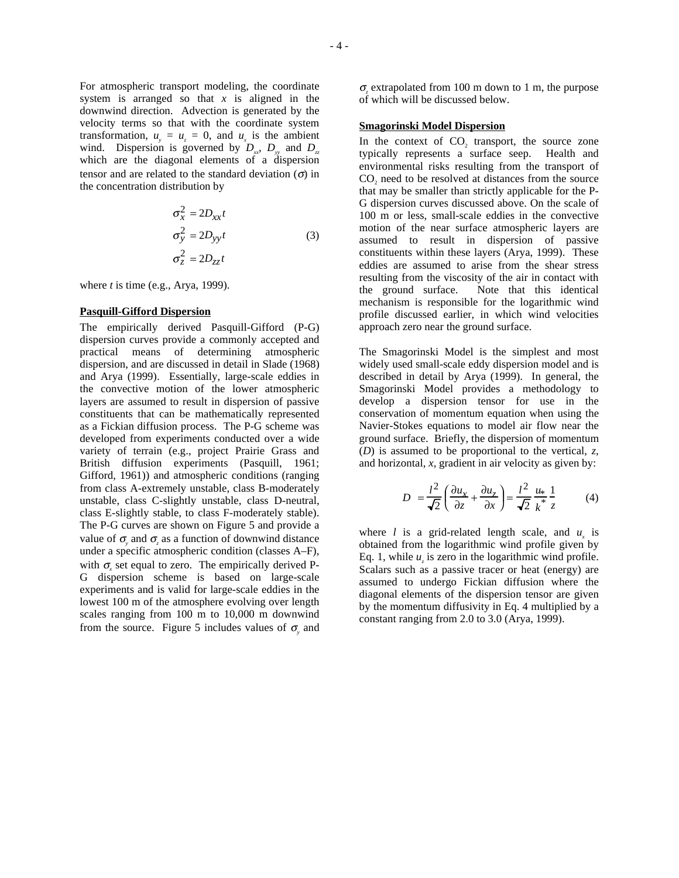For atmospheric transport modeling, the coordinate system is arranged so that $x$ is aligned in the downwind direction. Advection is generated by the velocity terms so that with the coordinate system transformation, $u_y = u_z = 0$, and $u_x$ is the ambient wind. Dispersion is governed by $D_{xx}$, $D_{yy}$ and $D_{zz}$ which are the diagonal elements of a dispersion tensor and are related to the standard deviation ($\sigma$) in the concentration distribution by

$$
\begin{aligned}
\sigma_x^2 &= 2D_{xx}t \\
\sigma_y^2 &= 2D_{yy}t \\
\sigma_z^2 &= 2D_{zz}t
\end{aligned}
\tag{3}
$$

where $t$ is time (e.g., Arya, 1999).

## Pasquill-Gifford Dispersion

The empirically derived Pasquill-Gifford (P-G) dispersion curves provide a commonly accepted and practical means of determining atmospheric dispersion, and are discussed in detail in Slade (1968) and Arya (1999). Essentially, large-scale eddies in the convective motion of the lower atmospheric layers are assumed to result in dispersion of passive constituents that can be mathematically represented as a Fickian diffusion process. The P-G scheme was developed from experiments conducted over a wide variety of terrain (e.g., project Prairie Grass and British diffusion experiments (Pasquill, 1961; Gifford, 1961)) and atmospheric conditions (ranging from class A-extremely unstable, class B-moderately unstable, class C-slightly unstable, class D-neutral, class E-slightly stable, to class F-moderately stable). The P-G curves are shown on Figure 5 and provide a value of $\sigma_y$ and $\sigma_z$ as a function of downwind distance under a specific atmospheric condition (classes A–F), with $\sigma_x$ set equal to zero. The empirically derived P-G dispersion scheme is based on large-scale experiments and is valid for large-scale eddies in the lowest 100 m of the atmosphere evolving over length scales ranging from 100 m to 10,000 m downwind from the source. Figure 5 includes values of $\sigma_y$ and $\sigma_z$ extrapolated from 100 m down to 1 m, the purpose of which will be discussed below.

## Smagorinski Model Dispersion

In the context of $CO_2$ transport, the source zone typically represents a surface seep. Health and environmental risks resulting from the transport of $CO_2$ need to be resolved at distances from the source that may be smaller than strictly applicable for the P-G dispersion curves discussed above. On the scale of 100 m or less, small-scale eddies in the convective motion of the near surface atmospheric layers are assumed to result in dispersion of passive constituents within these layers (Arya, 1999). These eddies are assumed to arise from the shear stress resulting from the viscosity of the air in contact with the ground surface. Note that this identical mechanism is responsible for the logarithmic wind profile discussed earlier, in which wind velocities approach zero near the ground surface.

The Smagorinski Model is the simplest and most widely used small-scale eddy dispersion model and is described in detail by Arya (1999). In general, the Smagorinski Model provides a methodology to develop a dispersion tensor for use in the conservation of momentum equation when using the Navier-Stokes equations to model air flow near the ground surface. Briefly, the dispersion of momentum ($D$) is assumed to be proportional to the vertical, $z$, and horizontal, $x$, gradient in air velocity as given by:

$$
D = \frac{l^2}{\sqrt{2}}\left(\frac{\partial u_x}{\partial z} + \frac{\partial u_z}{\partial x}\right) = \frac{l^2}{\sqrt{2}}\frac{u_*}{k^*}\frac{1}{z} \tag{4}
$$

where $l$ is a grid-related length scale, and $u_x$ is obtained from the logarithmic wind profile given by Eq. 1, while $u_z$ is zero in the logarithmic wind profile. Scalars such as a passive tracer or heat (energy) are assumed to undergo Fickian diffusion where the diagonal elements of the dispersion tensor are given by the momentum diffusivity in Eq. 4 multiplied by a constant ranging from 2.0 to 3.0 (Arya, 1999).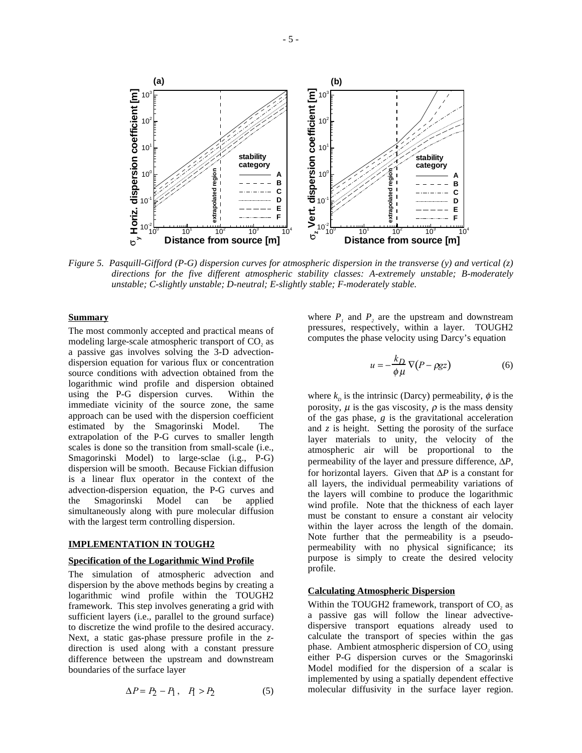*Figure 5. Pasquill-Gifford (P-G) dispersion curves for atmospheric dispersion in the transverse (y) and vertical (z) directions for the five different atmospheric stability classes: A-extremely unstable; B-moderately unstable; C-slightly unstable; D-neutral; E-slightly stable; F-moderately stable.*

**Summary**

The most commonly accepted and practical means of modeling large-scale atmospheric transport of $CO_2$ as a passive gas involves solving the 3-D advection-dispersion equation for various flux or concentration source conditions with advection obtained from the logarithmic wind profile and dispersion obtained using the P-G dispersion curves. Within the immediate vicinity of the source zone, the same approach can be used with the dispersion coefficient estimated by the Smagorinski Model. The extrapolation of the P-G curves to smaller length scales is done so the transition from small-scale (i.e., Smagorinski Model) to large-sclae (i.g., P-G) dispersion will be smooth. Because Fickian diffusion is a linear flux operator in the context of the advection-dispersion equation, the P-G curves and the Smagorinski Model can be applied simultaneously along with pure molecular diffusion with the largest term controlling dispersion.

**IMPLEMENTATION IN TOUGH2**

**Specification of the Logarithmic Wind Profile**

The simulation of atmospheric advection and dispersion by the above methods begins by creating a logarithmic wind profile within the TOUGH2 framework. This step involves generating a grid with sufficient layers (i.e., parallel to the ground surface) to discretize the wind profile to the desired accuracy. Next, a static gas-phase pressure profile in the *z*-direction is used along with a constant pressure difference between the upstream and downstream boundaries of the surface layer

$$\Delta P = P_2 - P_1 , \quad P_1 > P_2 \tag{5}$$

where $P_1$ and $P_2$ are the upstream and downstream pressures, respectively, within a layer. TOUGH2 computes the phase velocity using Darcy's equation

$$u = -\frac{k_D}{\phi \mu} \nabla (P - \rho g z) \tag{6}$$

where $k_D$ is the intrinsic (Darcy) permeability, $\phi$ is the porosity, $\mu$ is the gas viscosity, $\rho$ is the mass density of the gas phase, $g$ is the gravitational acceleration and $z$ is height. Setting the porosity of the surface layer materials to unity, the velocity of the atmospheric air will be proportional to the permeability of the layer and pressure difference, $\Delta P$, for horizontal layers. Given that $\Delta P$ is a constant for all layers, the individual permeability variations of the layers will combine to produce the logarithmic wind profile. Note that the thickness of each layer must be constant to ensure a constant air velocity within the layer across the length of the domain. Note further that the permeability is a pseudo-permeability with no physical significance; its purpose is simply to create the desired velocity profile.

**Calculating Atmospheric Dispersion**

Within the TOUGH2 framework, transport of $CO_2$ as a passive gas will follow the linear advective-dispersive transport equations already used to calculate the transport of species within the gas phase. Ambient atmospheric dispersion of $CO_2$ using either P-G dispersion curves or the Smagorinski Model modified for the dispersion of a scalar is implemented by using a spatially dependent effective molecular diffusivity in the surface layer region.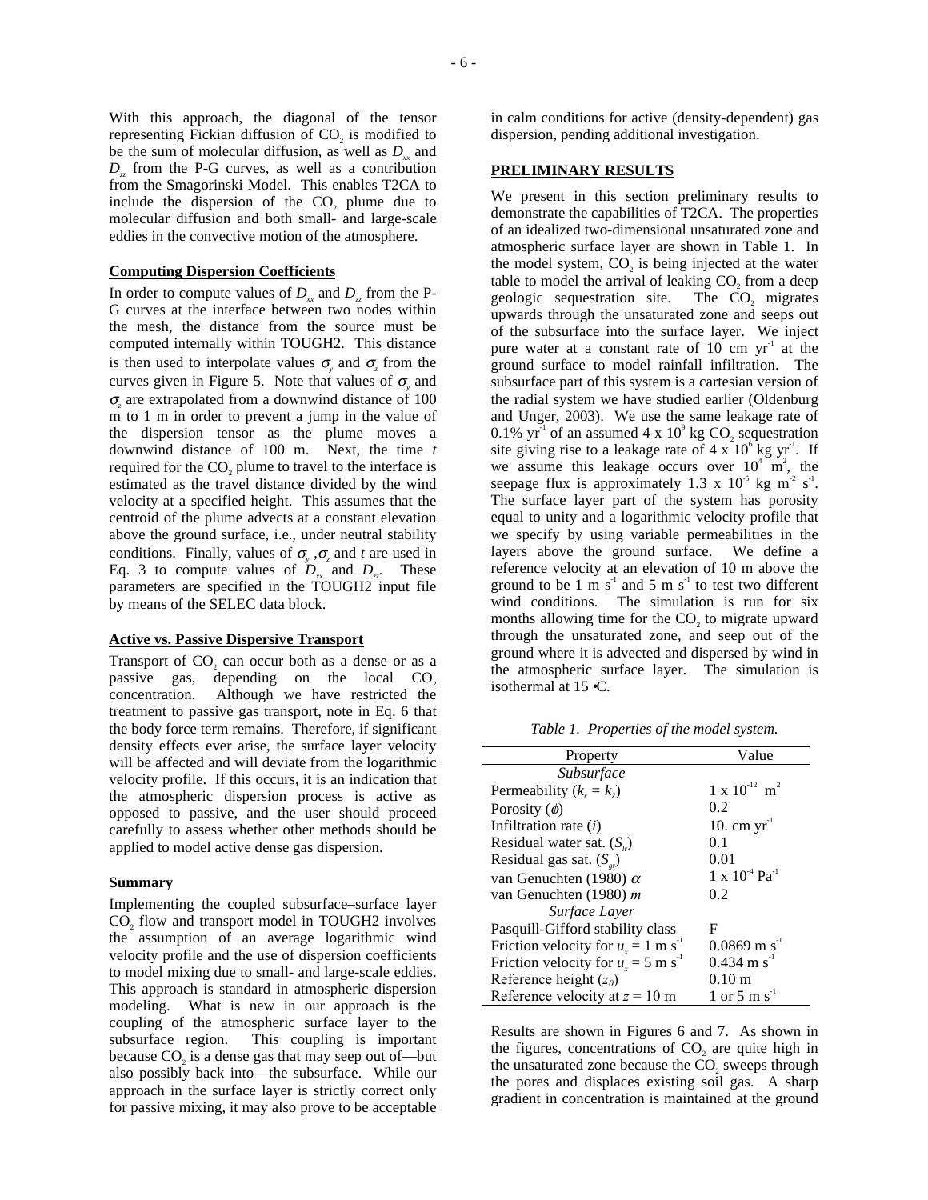With this approach, the diagonal of the tensor representing Fickian diffusion of $CO_2$ is modified to be the sum of molecular diffusion, as well as $D_{xx}$ and $D_{zz}$ from the P-G curves, as well as a contribution from the Smagorinski Model. This enables T2CA to include the dispersion of the $CO_2$ plume due to molecular diffusion and both small- and large-scale eddies in the convective motion of the atmosphere.

**Computing Dispersion Coefficients**

In order to compute values of $D_{xx}$ and $D_{zz}$ from the P-G curves at the interface between two nodes within the mesh, the distance from the source must be computed internally within TOUGH2. This distance is then used to interpolate values $\sigma_y$ and $\sigma_z$ from the curves given in Figure 5. Note that values of $\sigma_y$ and $\sigma_z$ are extrapolated from a downwind distance of 100 m to 1 m in order to prevent a jump in the value of the dispersion tensor as the plume moves a downwind distance of 100 m. Next, the time $t$ required for the $CO_2$ plume to travel to the interface is estimated as the travel distance divided by the wind velocity at a specified height. This assumes that the centroid of the plume advects at a constant elevation above the ground surface, i.e., under neutral stability conditions. Finally, values of $\sigma_y$ ,$\sigma_z$ and $t$ are used in Eq. 3 to compute values of $D_{xx}$ and $D_{zz}$. These parameters are specified in the TOUGH2 input file by means of the SELEC data block.

**Active vs. Passive Dispersive Transport**

Transport of $CO_2$ can occur both as a dense or as a passive gas, depending on the local $CO_2$ concentration. Although we have restricted the treatment to passive gas transport, note in Eq. 6 that the body force term remains. Therefore, if significant density effects ever arise, the surface layer velocity will be affected and will deviate from the logarithmic velocity profile. If this occurs, it is an indication that the atmospheric dispersion process is active as opposed to passive, and the user should proceed carefully to assess whether other methods should be applied to model active dense gas dispersion.

**Summary**

Implementing the coupled subsurface–surface layer $CO_2$ flow and transport model in TOUGH2 involves the assumption of an average logarithmic wind velocity profile and the use of dispersion coefficients to model mixing due to small- and large-scale eddies. This approach is standard in atmospheric dispersion modeling. What is new in our approach is the coupling of the atmospheric surface layer to the subsurface region. This coupling is important because $CO_2$ is a dense gas that may seep out of—but also possibly back into—the subsurface. While our approach in the surface layer is strictly correct only for passive mixing, it may also prove to be acceptable in calm conditions for active (density-dependent) gas dispersion, pending additional investigation.

**PRELIMINARY RESULTS**

We present in this section preliminary results to demonstrate the capabilities of T2CA. The properties of an idealized two-dimensional unsaturated zone and atmospheric surface layer are shown in Table 1. In the model system, $CO_2$ is being injected at the water table to model the arrival of leaking $CO_2$ from a deep geologic sequestration site. The $CO_2$ migrates upwards through the unsaturated zone and seeps out of the subsurface into the surface layer. We inject pure water at a constant rate of 10 cm yr$^{-1}$ at the ground surface to model rainfall infiltration. The subsurface part of this system is a cartesian version of the radial system we have studied earlier (Oldenburg and Unger, 2003). We use the same leakage rate of 0.1% yr$^{-1}$ of an assumed 4 x 10$^9$ kg $CO_2$ sequestration site giving rise to a leakage rate of 4 x 10$^6$ kg yr$^{-1}$. If we assume this leakage occurs over 10$^4$ m$^2$, the seepage flux is approximately 1.3 x 10$^{-5}$ kg m$^{-2}$ s$^{-1}$. The surface layer part of the system has porosity equal to unity and a logarithmic velocity profile that we specify by using variable permeabilities in the layers above the ground surface. We define a reference velocity at an elevation of 10 m above the ground to be 1 m s$^{-1}$ and 5 m s$^{-1}$ to test two different wind conditions. The simulation is run for six months allowing time for the $CO_2$ to migrate upward through the unsaturated zone, and seep out of the ground where it is advected and dispersed by wind in the atmospheric surface layer. The simulation is isothermal at 15 •C.

*Table 1. Properties of the model system.*

| Property | Value |
|---|---|
| *Subsurface* | |
| Permeability ($k_r = k_z$) | 1 x 10$^{-12}$ m$^2$ |
| Porosity ($\phi$) | 0.2 |
| Infiltration rate ($i$) | 10. cm yr$^{-1}$ |
| Residual water sat. ($S_{lr}$) | 0.1 |
| Residual gas sat. ($S_{gr}$) | 0.01 |
| van Genuchten (1980) $\alpha$ | 1 x 10$^{-4}$ Pa$^{-1}$ |
| van Genuchten (1980) $m$ | 0.2 |
| *Surface Layer* | |
| Pasquill-Gifford stability class | F |
| Friction velocity for $u_x$ = 1 m s$^{-1}$ | 0.0869 m s$^{-1}$ |
| Friction velocity for $u_x$ = 5 m s$^{-1}$ | 0.434 m s$^{-1}$ |
| Reference height ($z_0$) | 0.10 m |
| Reference velocity at $z$ = 10 m | 1 or 5 m s$^{-1}$ |

Results are shown in Figures 6 and 7. As shown in the figures, concentrations of $CO_2$ are quite high in the unsaturated zone because the $CO_2$ sweeps through the pores and displaces existing soil gas. A sharp gradient in concentration is maintained at the ground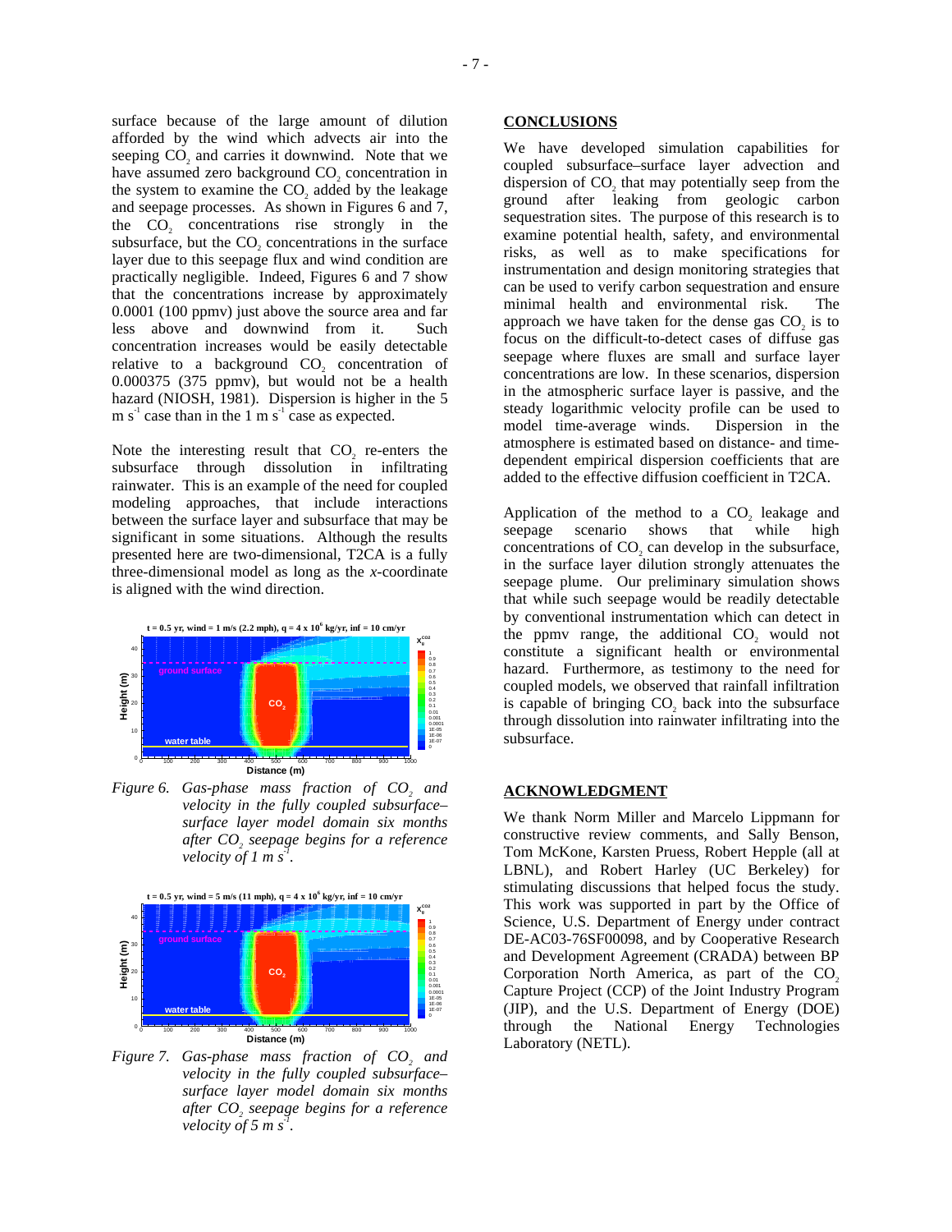surface because of the large amount of dilution afforded by the wind which advects air into the seeping $CO_2$ and carries it downwind. Note that we have assumed zero background $CO_2$ concentration in the system to examine the $CO_2$ added by the leakage and seepage processes. As shown in Figures 6 and 7, the $CO_2$ concentrations rise strongly in the subsurface, but the $CO_2$ concentrations in the surface layer due to this seepage flux and wind condition are practically negligible. Indeed, Figures 6 and 7 show that the concentrations increase by approximately 0.0001 (100 ppmv) just above the source area and far less above and downwind from it. Such concentration increases would be easily detectable relative to a background $CO_2$ concentration of 0.000375 (375 ppmv), but would not be a health hazard (NIOSH, 1981). Dispersion is higher in the 5 m $s^{-1}$ case than in the 1 m $s^{-1}$ case as expected.

Note the interesting result that $CO_2$ re-enters the subsurface through dissolution in infiltrating rainwater. This is an example of the need for coupled modeling approaches, that include interactions between the surface layer and subsurface that may be significant in some situations. Although the results presented here are two-dimensional, T2CA is a fully three-dimensional model as long as the *x*-coordinate is aligned with the wind direction.

*Figure 6. Gas-phase mass fraction of $CO_2$ and velocity in the fully coupled subsurface–surface layer model domain six months after $CO_2$ seepage begins for a reference velocity of 1 m $s^{-1}$.*

*Figure 7. Gas-phase mass fraction of $CO_2$ and velocity in the fully coupled subsurface–surface layer model domain six months after $CO_2$ seepage begins for a reference velocity of 5 m $s^{-1}$.*

## CONCLUSIONS

We have developed simulation capabilities for coupled subsurface–surface layer advection and dispersion of $CO_2$ that may potentially seep from the ground after leaking from geologic carbon sequestration sites. The purpose of this research is to examine potential health, safety, and environmental risks, as well as to make specifications for instrumentation and design monitoring strategies that can be used to verify carbon sequestration and ensure minimal health and environmental risk. The approach we have taken for the dense gas $CO_2$ is to focus on the difficult-to-detect cases of diffuse gas seepage where fluxes are small and surface layer concentrations are low. In these scenarios, dispersion in the atmospheric surface layer is passive, and the steady logarithmic velocity profile can be used to model time-average winds. Dispersion in the atmosphere is estimated based on distance- and time-dependent empirical dispersion coefficients that are added to the effective diffusion coefficient in T2CA.

Application of the method to a $CO_2$ leakage and seepage scenario shows that while high concentrations of $CO_2$ can develop in the subsurface, in the surface layer dilution strongly attenuates the seepage plume. Our preliminary simulation shows that while such seepage would be readily detectable by conventional instrumentation which can detect in the ppmv range, the additional $CO_2$ would not constitute a significant health or environmental hazard. Furthermore, as testimony to the need for coupled models, we observed that rainfall infiltration is capable of bringing $CO_2$ back into the subsurface through dissolution into rainwater infiltrating into the subsurface.

## ACKNOWLEDGMENT

We thank Norm Miller and Marcelo Lippmann for constructive review comments, and Sally Benson, Tom McKone, Karsten Pruess, Robert Hepple (all at LBNL), and Robert Harley (UC Berkeley) for stimulating discussions that helped focus the study. This work was supported in part by the Office of Science, U.S. Department of Energy under contract DE-AC03-76SF00098, and by Cooperative Research and Development Agreement (CRADA) between BP Corporation North America, as part of the $CO_2$ Capture Project (CCP) of the Joint Industry Program (JIP), and the U.S. Department of Energy (DOE) through the National Energy Technologies Laboratory (NETL).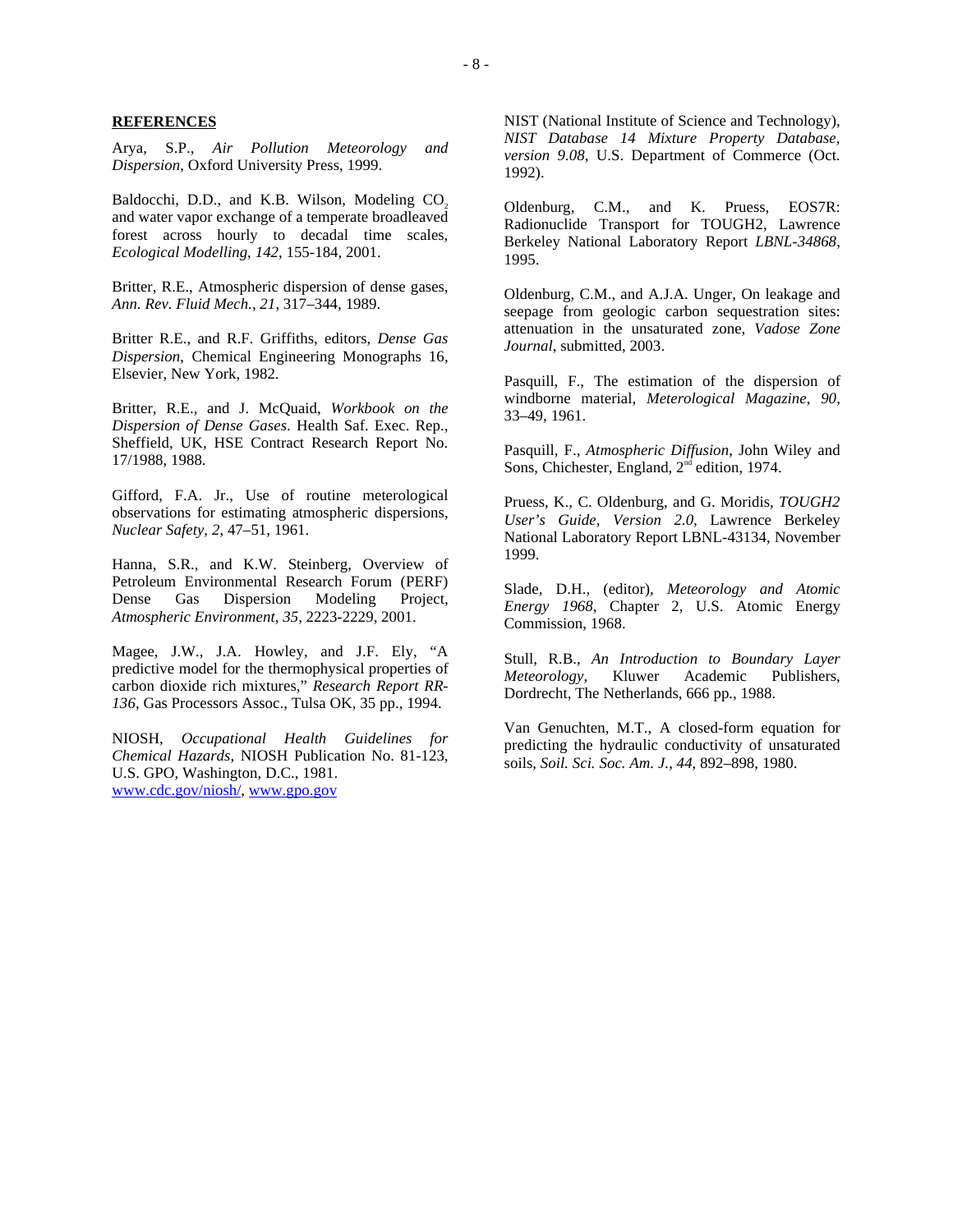**REFERENCES**

Arya, S.P., *Air Pollution Meteorology and Dispersion*, Oxford University Press, 1999.

Baldocchi, D.D., and K.B. Wilson, Modeling $CO_2$ and water vapor exchange of a temperate broadleaved forest across hourly to decadal time scales, *Ecological Modelling*, *142*, 155-184, 2001.

Britter, R.E., Atmospheric dispersion of dense gases, *Ann. Rev. Fluid Mech.*, *21*, 317–344, 1989.

Britter R.E., and R.F. Griffiths, editors, *Dense Gas Dispersion*, Chemical Engineering Monographs 16, Elsevier, New York, 1982.

Britter, R.E., and J. McQuaid, *Workbook on the Dispersion of Dense Gases*. Health Saf. Exec. Rep., Sheffield, UK, HSE Contract Research Report No. 17/1988, 1988.

Gifford, F.A. Jr., Use of routine meterological observations for estimating atmospheric dispersions, *Nuclear Safety*, *2*, 47–51, 1961.

Hanna, S.R., and K.W. Steinberg, Overview of Petroleum Environmental Research Forum (PERF) Dense Gas Dispersion Modeling Project, *Atmospheric Environment*, *35*, 2223-2229, 2001.

Magee, J.W., J.A. Howley, and J.F. Ely, "A predictive model for the thermophysical properties of carbon dioxide rich mixtures," *Research Report RR-136*, Gas Processors Assoc., Tulsa OK, 35 pp., 1994.

NIOSH, *Occupational Health Guidelines for Chemical Hazards*, NIOSH Publication No. 81-123, U.S. GPO, Washington, D.C., 1981. www.cdc.gov/niosh/, www.gpo.gov

NIST (National Institute of Science and Technology), *NIST Database 14 Mixture Property Database, version 9.08*, U.S. Department of Commerce (Oct. 1992).

Oldenburg, C.M., and K. Pruess, EOS7R: Radionuclide Transport for TOUGH2, Lawrence Berkeley National Laboratory Report *LBNL-34868*, 1995.

Oldenburg, C.M., and A.J.A. Unger, On leakage and seepage from geologic carbon sequestration sites: attenuation in the unsaturated zone, *Vadose Zone Journal*, submitted, 2003.

Pasquill, F., The estimation of the dispersion of windborne material, *Meterological Magazine*, *90*, 33–49, 1961.

Pasquill, F., *Atmospheric Diffusion*, John Wiley and Sons, Chichester, England, 2nd edition, 1974.

Pruess, K., C. Oldenburg, and G. Moridis, *TOUGH2 User's Guide*, *Version 2.0*, Lawrence Berkeley National Laboratory Report LBNL-43134, November 1999.

Slade, D.H., (editor), *Meteorology and Atomic Energy 1968*, Chapter 2, U.S. Atomic Energy Commission, 1968.

Stull, R.B., *An Introduction to Boundary Layer Meteorology*, Kluwer Academic Publishers, Dordrecht, The Netherlands, 666 pp., 1988.

Van Genuchten, M.T., A closed-form equation for predicting the hydraulic conductivity of unsaturated soils, *Soil. Sci. Soc. Am. J.*, *44*, 892–898, 1980.